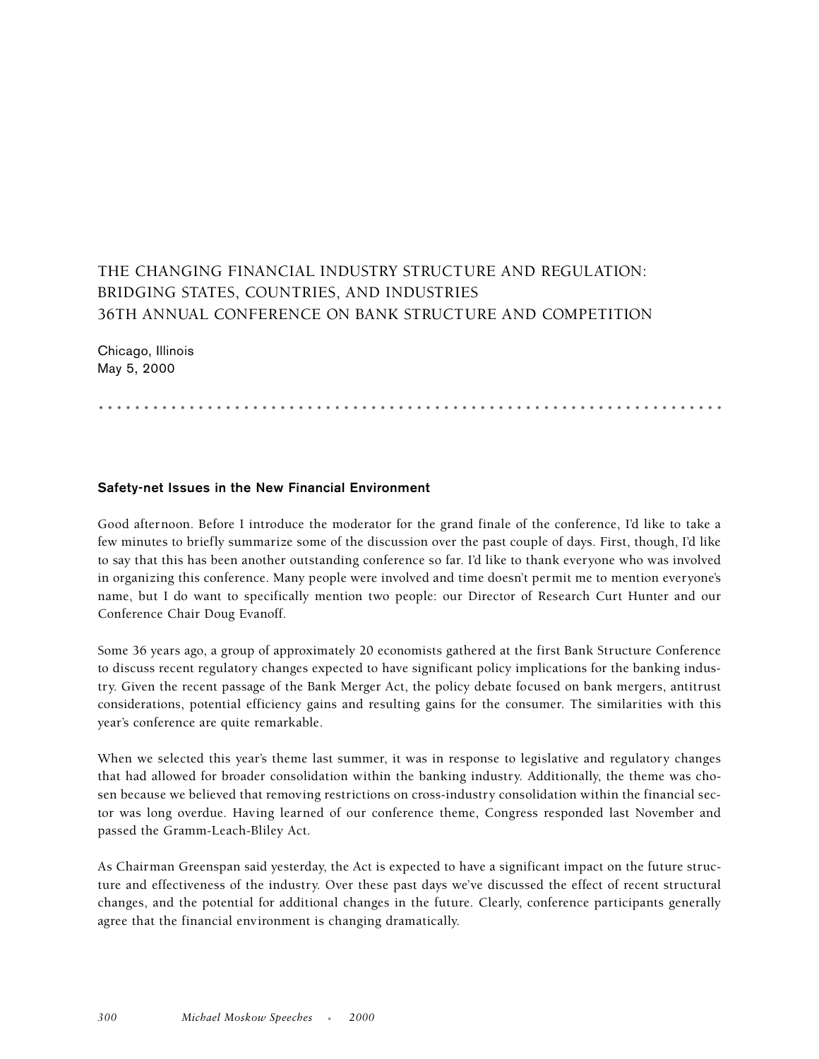# THE CHANGING FINANCIAL INDUSTRY STRUCTURE AND REGULATION: BRIDGING STATES, COUNTRIES, AND INDUSTRIES
# 36TH ANNUAL CONFERENCE ON BANK STRUCTURE AND COMPETITION

Chicago, Illinois
May 5, 2000

## Safety-net Issues in the New Financial Environment

Good afternoon. Before I introduce the moderator for the grand finale of the conference, I'd like to take a few minutes to briefly summarize some of the discussion over the past couple of days. First, though, I'd like to say that this has been another outstanding conference so far. I'd like to thank everyone who was involved in organizing this conference. Many people were involved and time doesn't permit me to mention everyone's name, but I do want to specifically mention two people: our Director of Research Curt Hunter and our Conference Chair Doug Evanoff.

Some 36 years ago, a group of approximately 20 economists gathered at the first Bank Structure Conference to discuss recent regulatory changes expected to have significant policy implications for the banking industry. Given the recent passage of the Bank Merger Act, the policy debate focused on bank mergers, antitrust considerations, potential efficiency gains and resulting gains for the consumer. The similarities with this year's conference are quite remarkable.

When we selected this year's theme last summer, it was in response to legislative and regulatory changes that had allowed for broader consolidation within the banking industry. Additionally, the theme was chosen because we believed that removing restrictions on cross-industry consolidation within the financial sector was long overdue. Having learned of our conference theme, Congress responded last November and passed the Gramm-Leach-Bliley Act.

As Chairman Greenspan said yesterday, the Act is expected to have a significant impact on the future structure and effectiveness of the industry. Over these past days we've discussed the effect of recent structural changes, and the potential for additional changes in the future. Clearly, conference participants generally agree that the financial environment is changing dramatically.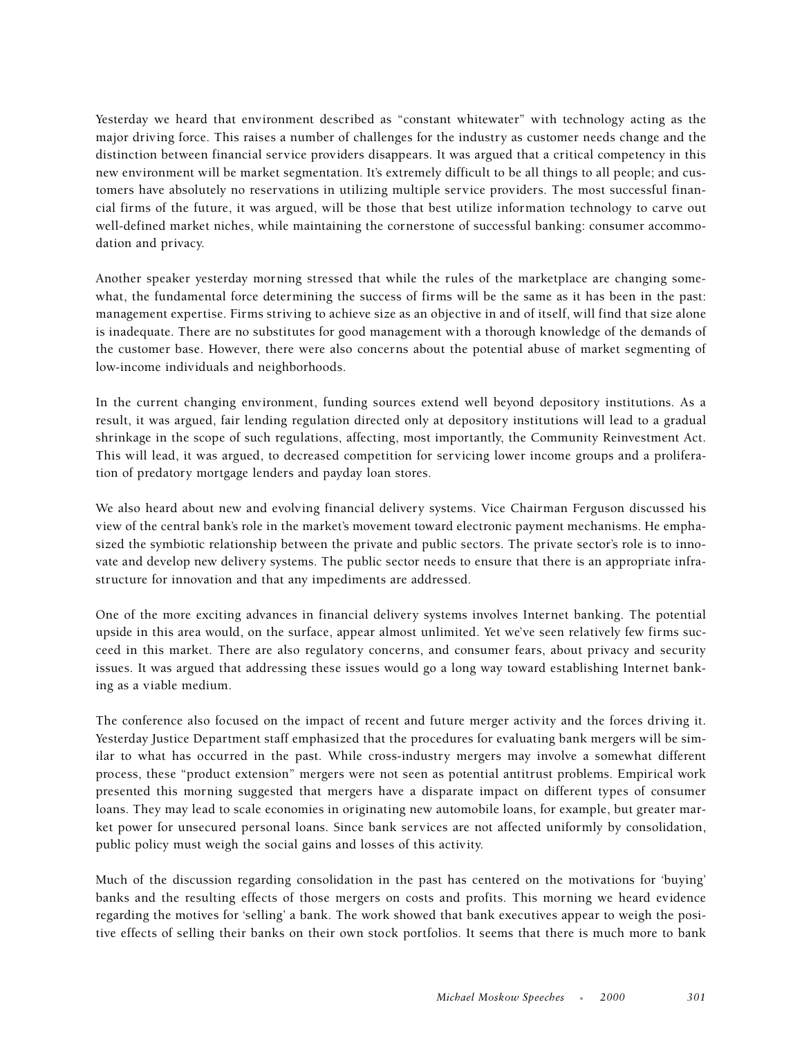Yesterday we heard that environment described as "constant whitewater" with technology acting as the major driving force. This raises a number of challenges for the industry as customer needs change and the distinction between financial service providers disappears. It was argued that a critical competency in this new environment will be market segmentation. It's extremely difficult to be all things to all people; and customers have absolutely no reservations in utilizing multiple service providers. The most successful financial firms of the future, it was argued, will be those that best utilize information technology to carve out well-defined market niches, while maintaining the cornerstone of successful banking: consumer accommodation and privacy.

Another speaker yesterday morning stressed that while the rules of the marketplace are changing somewhat, the fundamental force determining the success of firms will be the same as it has been in the past: management expertise. Firms striving to achieve size as an objective in and of itself, will find that size alone is inadequate. There are no substitutes for good management with a thorough knowledge of the demands of the customer base. However, there were also concerns about the potential abuse of market segmenting of low-income individuals and neighborhoods.

In the current changing environment, funding sources extend well beyond depository institutions. As a result, it was argued, fair lending regulation directed only at depository institutions will lead to a gradual shrinkage in the scope of such regulations, affecting, most importantly, the Community Reinvestment Act. This will lead, it was argued, to decreased competition for servicing lower income groups and a proliferation of predatory mortgage lenders and payday loan stores.

We also heard about new and evolving financial delivery systems. Vice Chairman Ferguson discussed his view of the central bank's role in the market's movement toward electronic payment mechanisms. He emphasized the symbiotic relationship between the private and public sectors. The private sector's role is to innovate and develop new delivery systems. The public sector needs to ensure that there is an appropriate infrastructure for innovation and that any impediments are addressed.

One of the more exciting advances in financial delivery systems involves Internet banking. The potential upside in this area would, on the surface, appear almost unlimited. Yet we've seen relatively few firms succeed in this market. There are also regulatory concerns, and consumer fears, about privacy and security issues. It was argued that addressing these issues would go a long way toward establishing Internet banking as a viable medium.

The conference also focused on the impact of recent and future merger activity and the forces driving it. Yesterday Justice Department staff emphasized that the procedures for evaluating bank mergers will be similar to what has occurred in the past. While cross-industry mergers may involve a somewhat different process, these "product extension" mergers were not seen as potential antitrust problems. Empirical work presented this morning suggested that mergers have a disparate impact on different types of consumer loans. They may lead to scale economies in originating new automobile loans, for example, but greater market power for unsecured personal loans. Since bank services are not affected uniformly by consolidation, public policy must weigh the social gains and losses of this activity.

Much of the discussion regarding consolidation in the past has centered on the motivations for 'buying' banks and the resulting effects of those mergers on costs and profits. This morning we heard evidence regarding the motives for 'selling' a bank. The work showed that bank executives appear to weigh the positive effects of selling their banks on their own stock portfolios. It seems that there is much more to bank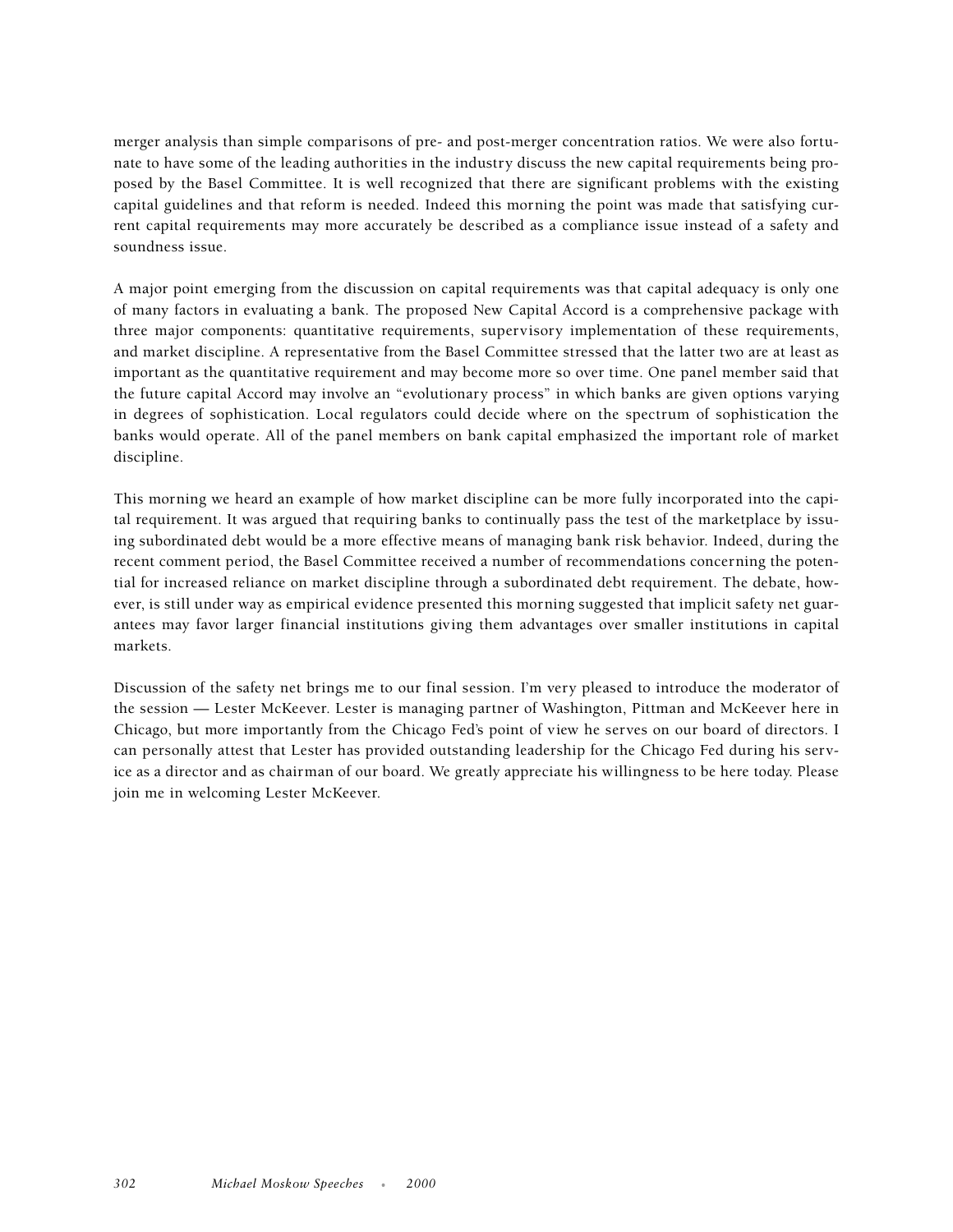merger analysis than simple comparisons of pre- and post-merger concentration ratios. We were also fortunate to have some of the leading authorities in the industry discuss the new capital requirements being proposed by the Basel Committee. It is well recognized that there are significant problems with the existing capital guidelines and that reform is needed. Indeed this morning the point was made that satisfying current capital requirements may more accurately be described as a compliance issue instead of a safety and soundness issue.

A major point emerging from the discussion on capital requirements was that capital adequacy is only one of many factors in evaluating a bank. The proposed New Capital Accord is a comprehensive package with three major components: quantitative requirements, supervisory implementation of these requirements, and market discipline. A representative from the Basel Committee stressed that the latter two are at least as important as the quantitative requirement and may become more so over time. One panel member said that the future capital Accord may involve an "evolutionary process" in which banks are given options varying in degrees of sophistication. Local regulators could decide where on the spectrum of sophistication the banks would operate. All of the panel members on bank capital emphasized the important role of market discipline.

This morning we heard an example of how market discipline can be more fully incorporated into the capital requirement. It was argued that requiring banks to continually pass the test of the marketplace by issuing subordinated debt would be a more effective means of managing bank risk behavior. Indeed, during the recent comment period, the Basel Committee received a number of recommendations concerning the potential for increased reliance on market discipline through a subordinated debt requirement. The debate, however, is still under way as empirical evidence presented this morning suggested that implicit safety net guarantees may favor larger financial institutions giving them advantages over smaller institutions in capital markets.

Discussion of the safety net brings me to our final session. I'm very pleased to introduce the moderator of the session — Lester McKeever. Lester is managing partner of Washington, Pittman and McKeever here in Chicago, but more importantly from the Chicago Fed's point of view he serves on our board of directors. I can personally attest that Lester has provided outstanding leadership for the Chicago Fed during his service as a director and as chairman of our board. We greatly appreciate his willingness to be here today. Please join me in welcoming Lester McKeever.